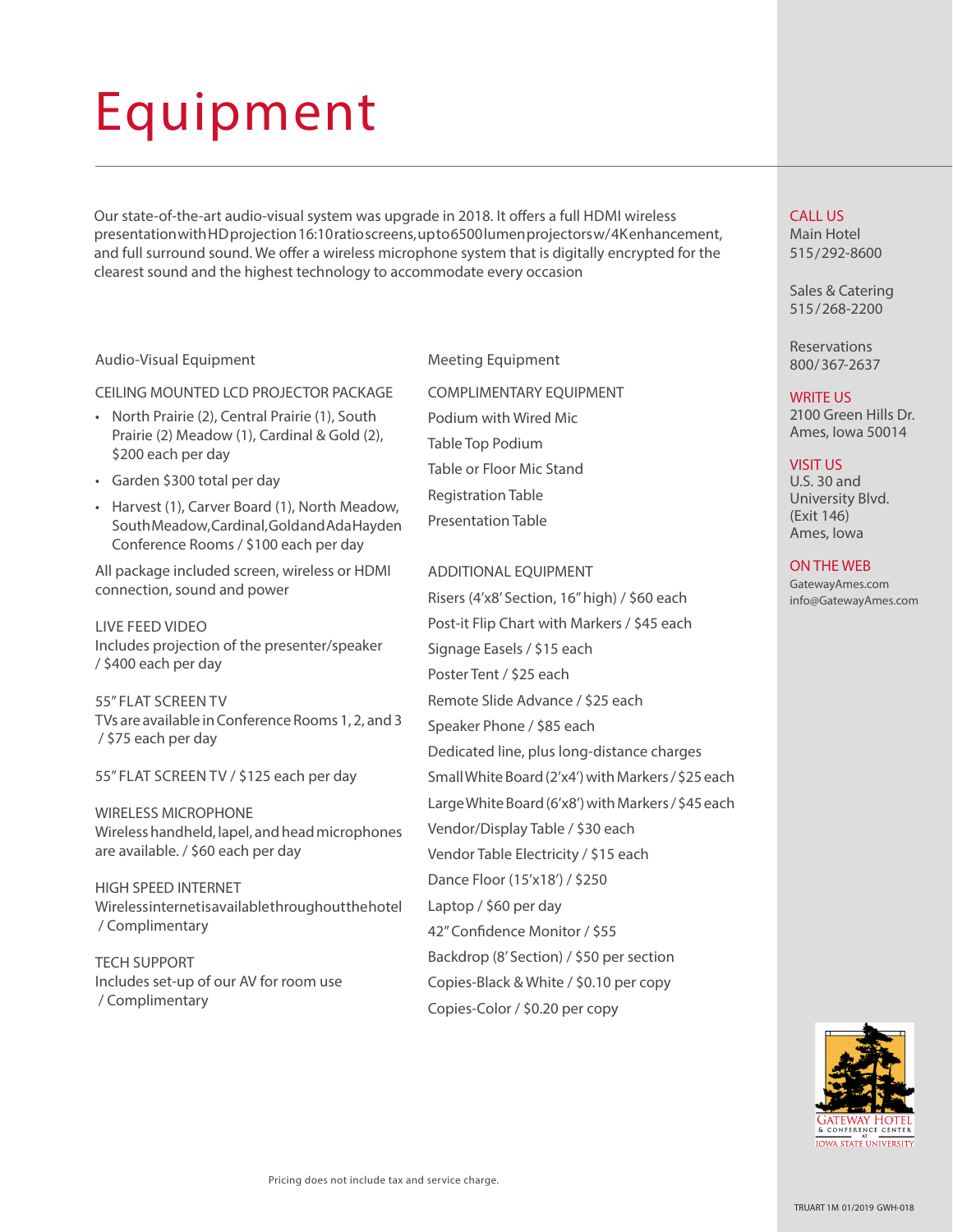# Equipment

Our state-of-the-art audio-visual system was upgrade in 2018. It offers a full HDMI wireless presentation with HD projection 16:10 ratio screens, up to 6500 lumen projectors w/4K enhancement, and full surround sound. We offer a wireless microphone system that is digitally encrypted for the clearest sound and the highest technology to accommodate every occasion

## Audio-Visual Equipment

CEILING MOUNTED LCD PROJECTOR PACKAGE

- North Prairie (2), Central Prairie (1), South Prairie (2) Meadow (1), Cardinal & Gold (2), $200 each per day
- Garden $300 total per day
- Harvest (1), Carver Board (1), North Meadow, South Meadow, Cardinal, Gold and Ada Hayden Conference Rooms / $100 each per day

All package included screen, wireless or HDMI connection, sound and power

LIVE FEED VIDEO
Includes projection of the presenter/speaker / $400 each per day

55" FLAT SCREEN TV
TVs are available in Conference Rooms 1, 2, and 3 / $75 each per day

55" FLAT SCREEN TV / $125 each per day

WIRELESS MICROPHONE
Wireless handheld, lapel, and head microphones are available. / $60 each per day

HIGH SPEED INTERNET
Wireless internet is available throughout the hotel / Complimentary

TECH SUPPORT
Includes set-up of our AV for room use / Complimentary

## Meeting Equipment

COMPLIMENTARY EQUIPMENT

Podium with Wired Mic

Table Top Podium

Table or Floor Mic Stand

Registration Table

Presentation Table

ADDITIONAL EQUIPMENT

Risers (4'x8' Section, 16" high) / $60 each

Post-it Flip Chart with Markers / $45 each

Signage Easels / $15 each

Poster Tent / $25 each

Remote Slide Advance / $25 each

Speaker Phone / $85 each

Dedicated line, plus long-distance charges

Small White Board (2'x4') with Markers / $25 each

Large White Board (6'x8') with Markers / $45 each

Vendor/Display Table / $30 each

Vendor Table Electricity / $15 each

Dance Floor (15'x18') / $250

Laptop / $60 per day

42" Confidence Monitor / $55

Backdrop (8' Section) / $50 per section

Copies-Black & White / $0.10 per copy

Copies-Color / $0.20 per copy

Pricing does not include tax and service charge.

CALL US
Main Hotel
515/292-8600

Sales & Catering
515/268-2200

Reservations
800/367-2637

WRITE US
2100 Green Hills Dr.
Ames, Iowa 50014

VISIT US
U.S. 30 and
University Blvd.
(Exit 146)
Ames, Iowa

ON THE WEB
GatewayAmes.com
info@GatewayAmes.com

GATEWAY HOTEL & CONFERENCE CENTER AT IOWA STATE UNIVERSITY

TRUART 1M 01/2019 GWH-018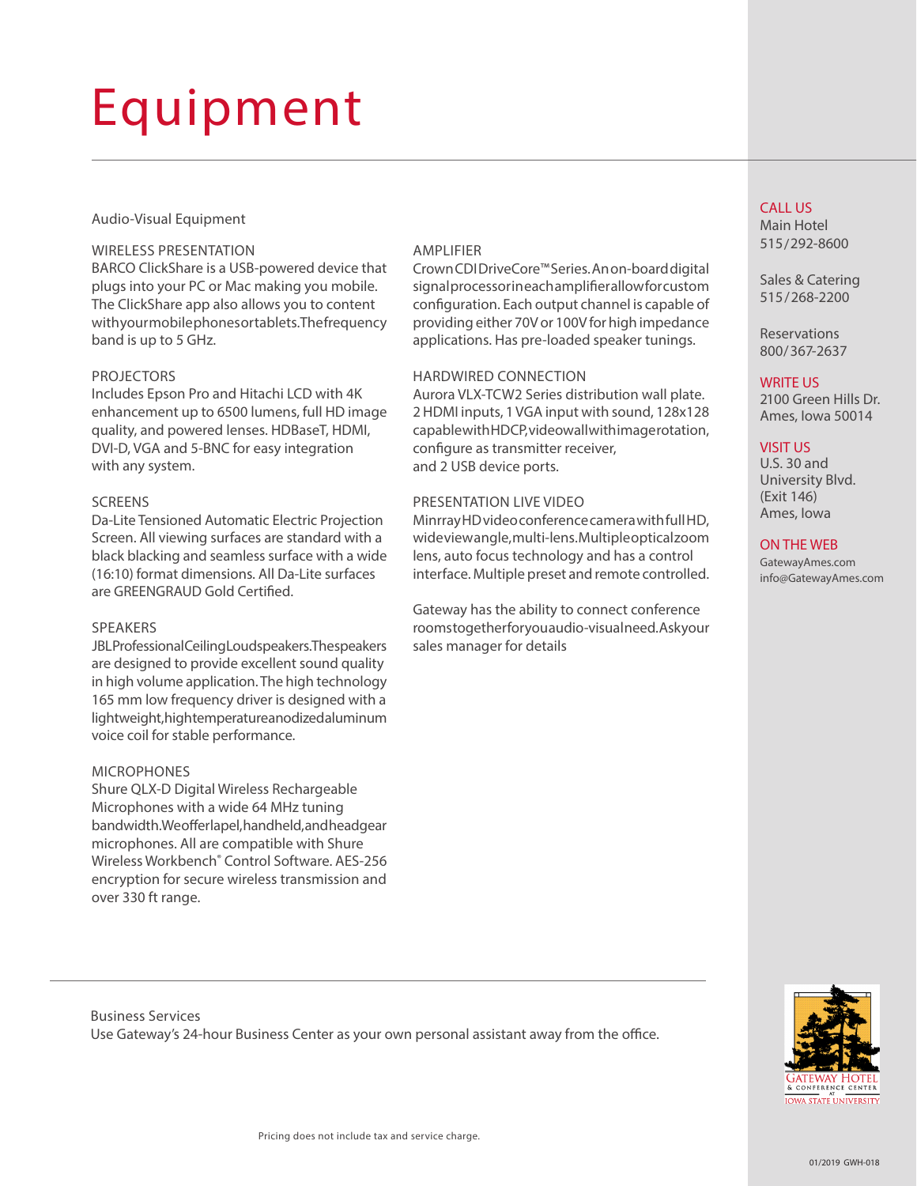# Equipment

## Audio-Visual Equipment

### WIRELESS PRESENTATION

BARCO ClickShare is a USB-powered device that plugs into your PC or Mac making you mobile. The ClickShare app also allows you to content with your mobile phones or tablets. The frequency band is up to 5 GHz.

### PROJECTORS

Includes Epson Pro and Hitachi LCD with 4K enhancement up to 6500 lumens, full HD image quality, and powered lenses. HDBaseT, HDMI, DVI-D, VGA and 5-BNC for easy integration with any system.

### SCREENS

Da-Lite Tensioned Automatic Electric Projection Screen. All viewing surfaces are standard with a black blacking and seamless surface with a wide (16:10) format dimensions. All Da-Lite surfaces are GREENGRAUD Gold Certified.

### SPEAKERS

JBL Professional Ceiling Loudspeakers. The speakers are designed to provide excellent sound quality in high volume application. The high technology 165 mm low frequency driver is designed with a lightweight, high temperature anodized aluminum voice coil for stable performance.

### MICROPHONES

Shure QLX-D Digital Wireless Rechargeable Microphones with a wide 64 MHz tuning bandwidth. We offer lapel, handheld, and headgear microphones. All are compatible with Shure Wireless Workbench® Control Software. AES-256 encryption for secure wireless transmission and over 330 ft range.

### AMPLIFIER

Crown CDI DriveCore™ Series. An on-board digital signal processor in each amplifier allow for custom configuration. Each output channel is capable of providing either 70V or 100V for high impedance applications. Has pre-loaded speaker tunings.

### HARDWIRED CONNECTION

Aurora VLX-TCW2 Series distribution wall plate. 2 HDMI inputs, 1 VGA input with sound, 128x128 capable with HDCP, video wall with image rotation, configure as transmitter receiver, and 2 USB device ports.

### PRESENTATION LIVE VIDEO

Minrray HD video conference camera with full HD, wide view angle, multi-lens. Multiple optical zoom lens, auto focus technology and has a control interface. Multiple preset and remote controlled.

Gateway has the ability to connect conference rooms together for you audio-visual need. Ask your sales manager for details

## Business Services

Use Gateway's 24-hour Business Center as your own personal assistant away from the office.

Pricing does not include tax and service charge.

**CALL US**
Main Hotel
515/292-8600

Sales & Catering
515/268-2200

Reservations
800/367-2637

**WRITE US**
2100 Green Hills Dr.
Ames, Iowa 50014

**VISIT US**
U.S. 30 and
University Blvd.
(Exit 146)
Ames, Iowa

**ON THE WEB**
GatewayAmes.com
info@GatewayAmes.com

GATEWAY HOTEL & CONFERENCE CENTER AT IOWA STATE UNIVERSITY

01/2019 GWH-018